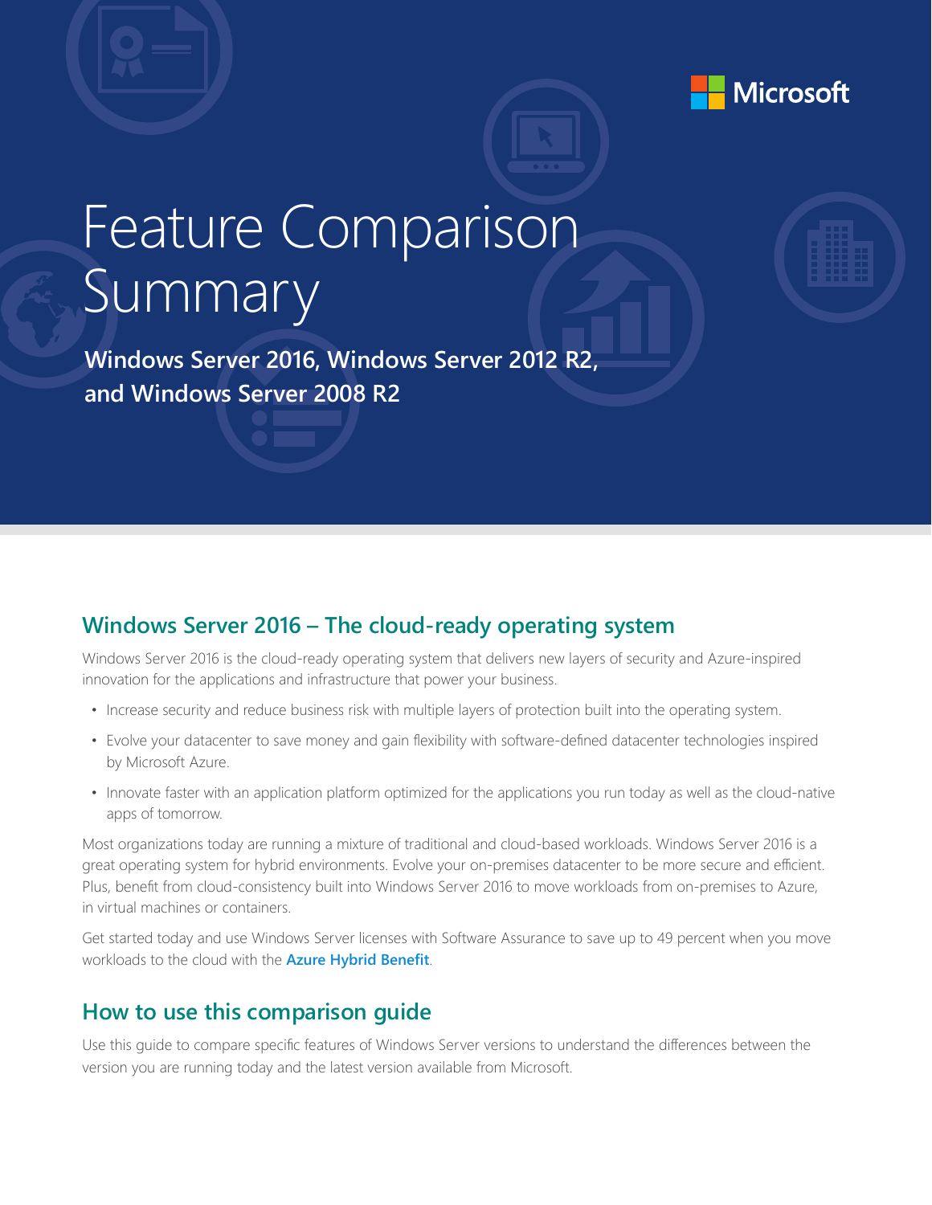Microsoft

# Feature Comparison Summary

**Windows Server 2016, Windows Server 2012 R2, and Windows Server 2008 R2**

## Windows Server 2016 – The cloud-ready operating system

Windows Server 2016 is the cloud-ready operating system that delivers new layers of security and Azure-inspired innovation for the applications and infrastructure that power your business.

- Increase security and reduce business risk with multiple layers of protection built into the operating system.
- Evolve your datacenter to save money and gain flexibility with software-defined datacenter technologies inspired by Microsoft Azure.
- Innovate faster with an application platform optimized for the applications you run today as well as the cloud-native apps of tomorrow.

Most organizations today are running a mixture of traditional and cloud-based workloads. Windows Server 2016 is a great operating system for hybrid environments. Evolve your on-premises datacenter to be more secure and efficient. Plus, benefit from cloud-consistency built into Windows Server 2016 to move workloads from on-premises to Azure, in virtual machines or containers.

Get started today and use Windows Server licenses with Software Assurance to save up to 49 percent when you move workloads to the cloud with the **Azure Hybrid Benefit**.

## How to use this comparison guide

Use this guide to compare specific features of Windows Server versions to understand the differences between the version you are running today and the latest version available from Microsoft.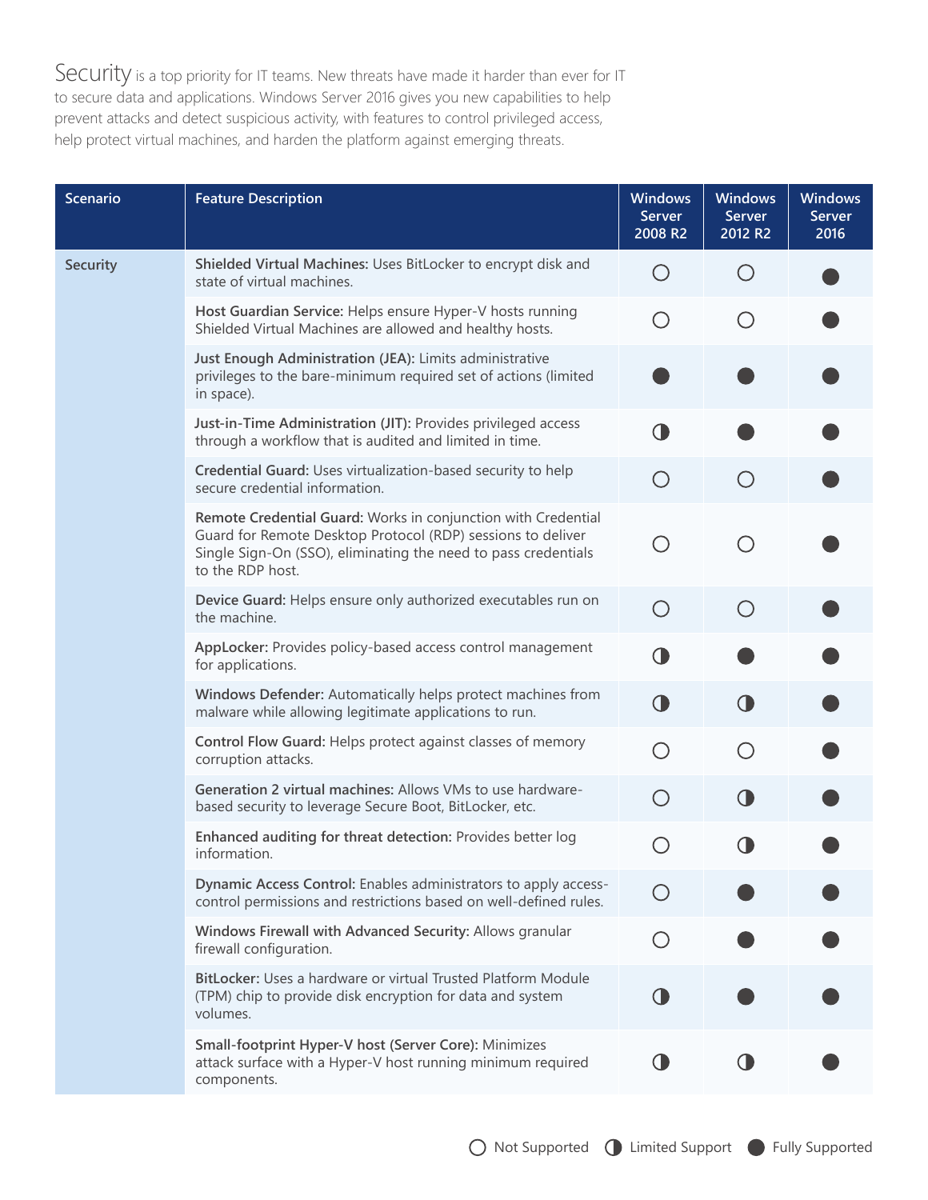Security is a top priority for IT teams. New threats have made it harder than ever for IT to secure data and applications. Windows Server 2016 gives you new capabilities to help prevent attacks and detect suspicious activity, with features to control privileged access, help protect virtual machines, and harden the platform against emerging threats.

| Scenario | Feature Description | Windows Server 2008 R2 | Windows Server 2012 R2 | Windows Server 2016 |
|---|---|---|---|---|
| Security | **Shielded Virtual Machines:** Uses BitLocker to encrypt disk and state of virtual machines. | Not Supported | Not Supported | Fully Supported |
| | **Host Guardian Service:** Helps ensure Hyper-V hosts running Shielded Virtual Machines are allowed and healthy hosts. | Not Supported | Not Supported | Fully Supported |
| | **Just Enough Administration (JEA):** Limits administrative privileges to the bare-minimum required set of actions (limited in space). | Fully Supported | Fully Supported | Fully Supported |
| | **Just-in-Time Administration (JIT):** Provides privileged access through a workflow that is audited and limited in time. | Limited Support | Fully Supported | Fully Supported |
| | **Credential Guard:** Uses virtualization-based security to help secure credential information. | Not Supported | Not Supported | Fully Supported |
| | **Remote Credential Guard:** Works in conjunction with Credential Guard for Remote Desktop Protocol (RDP) sessions to deliver Single Sign-On (SSO), eliminating the need to pass credentials to the RDP host. | Not Supported | Not Supported | Fully Supported |
| | **Device Guard:** Helps ensure only authorized executables run on the machine. | Not Supported | Not Supported | Fully Supported |
| | **AppLocker:** Provides policy-based access control management for applications. | Limited Support | Fully Supported | Fully Supported |
| | **Windows Defender:** Automatically helps protect machines from malware while allowing legitimate applications to run. | Limited Support | Limited Support | Fully Supported |
| | **Control Flow Guard:** Helps protect against classes of memory corruption attacks. | Not Supported | Not Supported | Fully Supported |
| | **Generation 2 virtual machines:** Allows VMs to use hardware-based security to leverage Secure Boot, BitLocker, etc. | Not Supported | Limited Support | Fully Supported |
| | **Enhanced auditing for threat detection:** Provides better log information. | Not Supported | Limited Support | Fully Supported |
| | **Dynamic Access Control:** Enables administrators to apply access-control permissions and restrictions based on well-defined rules. | Not Supported | Fully Supported | Fully Supported |
| | **Windows Firewall with Advanced Security:** Allows granular firewall configuration. | Not Supported | Fully Supported | Fully Supported |
| | **BitLocker:** Uses a hardware or virtual Trusted Platform Module (TPM) chip to provide disk encryption for data and system volumes. | Limited Support | Fully Supported | Fully Supported |
| | **Small-footprint Hyper-V host (Server Core):** Minimizes attack surface with a Hyper-V host running minimum required components. | Limited Support | Limited Support | Fully Supported |

○ Not Supported ◑ Limited Support ● Fully Supported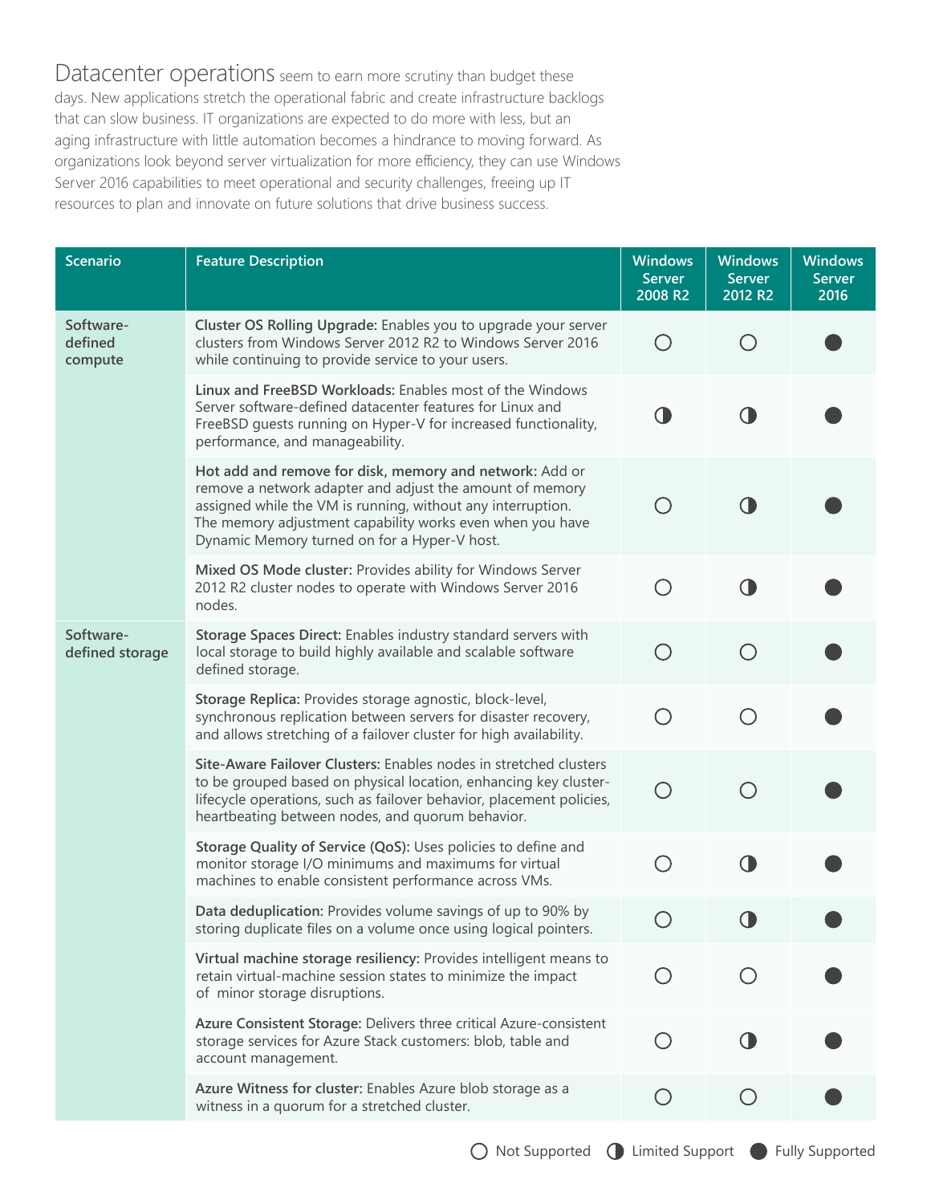Datacenter operations seem to earn more scrutiny than budget these days. New applications stretch the operational fabric and create infrastructure backlogs that can slow business. IT organizations are expected to do more with less, but an aging infrastructure with little automation becomes a hindrance to moving forward. As organizations look beyond server virtualization for more efficiency, they can use Windows Server 2016 capabilities to meet operational and security challenges, freeing up IT resources to plan and innovate on future solutions that drive business success.

| Scenario | Feature Description | Windows Server 2008 R2 | Windows Server 2012 R2 | Windows Server 2016 |
|---|---|---|---|---|
| Software-defined compute | **Cluster OS Rolling Upgrade:** Enables you to upgrade your server clusters from Windows Server 2012 R2 to Windows Server 2016 while continuing to provide service to your users. | Not Supported | Not Supported | Fully Supported |
| | **Linux and FreeBSD Workloads:** Enables most of the Windows Server software-defined datacenter features for Linux and FreeBSD guests running on Hyper-V for increased functionality, performance, and manageability. | Limited Support | Limited Support | Fully Supported |
| | **Hot add and remove for disk, memory and network:** Add or remove a network adapter and adjust the amount of memory assigned while the VM is running, without any interruption. The memory adjustment capability works even when you have Dynamic Memory turned on for a Hyper-V host. | Not Supported | Limited Support | Fully Supported |
| | **Mixed OS Mode cluster:** Provides ability for Windows Server 2012 R2 cluster nodes to operate with Windows Server 2016 nodes. | Not Supported | Limited Support | Fully Supported |
| Software-defined storage | **Storage Spaces Direct:** Enables industry standard servers with local storage to build highly available and scalable software defined storage. | Not Supported | Not Supported | Fully Supported |
| | **Storage Replica:** Provides storage agnostic, block-level, synchronous replication between servers for disaster recovery, and allows stretching of a failover cluster for high availability. | Not Supported | Not Supported | Fully Supported |
| | **Site-Aware Failover Clusters:** Enables nodes in stretched clusters to be grouped based on physical location, enhancing key cluster-lifecycle operations, such as failover behavior, placement policies, heartbeating between nodes, and quorum behavior. | Not Supported | Not Supported | Fully Supported |
| | **Storage Quality of Service (QoS):** Uses policies to define and monitor storage I/O minimums and maximums for virtual machines to enable consistent performance across VMs. | Not Supported | Limited Support | Fully Supported |
| | **Data deduplication:** Provides volume savings of up to 90% by storing duplicate files on a volume once using logical pointers. | Not Supported | Limited Support | Fully Supported |
| | **Virtual machine storage resiliency:** Provides intelligent means to retain virtual-machine session states to minimize the impact of minor storage disruptions. | Not Supported | Not Supported | Fully Supported |
| | **Azure Consistent Storage:** Delivers three critical Azure-consistent storage services for Azure Stack customers: blob, table and account management. | Not Supported | Limited Support | Fully Supported |
| | **Azure Witness for cluster:** Enables Azure blob storage as a witness in a quorum for a stretched cluster. | Not Supported | Not Supported | Fully Supported |

○ Not Supported ◐ Limited Support ● Fully Supported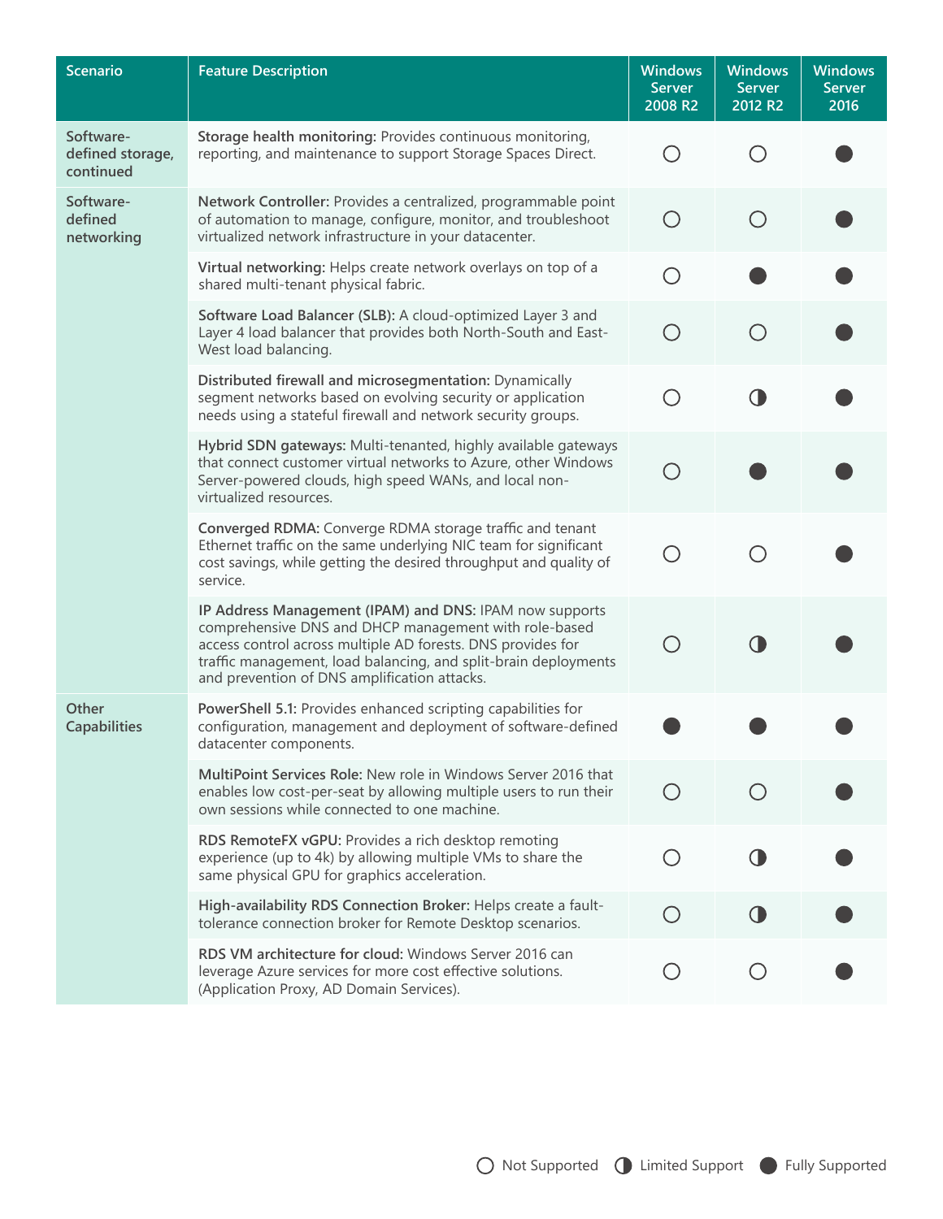| Scenario | Feature Description | Windows Server 2008 R2 | Windows Server 2012 R2 | Windows Server 2016 |
|---|---|---|---|---|
| Software-defined storage, continued | **Storage health monitoring:** Provides continuous monitoring, reporting, and maintenance to support Storage Spaces Direct. | ○ | ○ | ● |
| Software-defined networking | **Network Controller:** Provides a centralized, programmable point of automation to manage, configure, monitor, and troubleshoot virtualized network infrastructure in your datacenter. | ○ | ○ | ● |
| | **Virtual networking:** Helps create network overlays on top of a shared multi-tenant physical fabric. | ○ | ● | ● |
| | **Software Load Balancer (SLB):** A cloud-optimized Layer 3 and Layer 4 load balancer that provides both North-South and East-West load balancing. | ○ | ○ | ● |
| | **Distributed firewall and microsegmentation:** Dynamically segment networks based on evolving security or application needs using a stateful firewall and network security groups. | ○ | ◑ | ● |
| | **Hybrid SDN gateways:** Multi-tenanted, highly available gateways that connect customer virtual networks to Azure, other Windows Server-powered clouds, high speed WANs, and local non-virtualized resources. | ○ | ● | ● |
| | **Converged RDMA:** Converge RDMA storage traffic and tenant Ethernet traffic on the same underlying NIC team for significant cost savings, while getting the desired throughput and quality of service. | ○ | ○ | ● |
| | **IP Address Management (IPAM) and DNS:** IPAM now supports comprehensive DNS and DHCP management with role-based access control across multiple AD forests. DNS provides for traffic management, load balancing, and split-brain deployments and prevention of DNS amplification attacks. | ○ | ◑ | ● |
| Other Capabilities | **PowerShell 5.1:** Provides enhanced scripting capabilities for configuration, management and deployment of software-defined datacenter components. | ● | ● | ● |
| | **MultiPoint Services Role:** New role in Windows Server 2016 that enables low cost-per-seat by allowing multiple users to run their own sessions while connected to one machine. | ○ | ○ | ● |
| | **RDS RemoteFX vGPU:** Provides a rich desktop remoting experience (up to 4k) by allowing multiple VMs to share the same physical GPU for graphics acceleration. | ○ | ◑ | ● |
| | **High-availability RDS Connection Broker:** Helps create a fault-tolerance connection broker for Remote Desktop scenarios. | ○ | ◑ | ● |
| | **RDS VM architecture for cloud:** Windows Server 2016 can leverage Azure services for more cost effective solutions. (Application Proxy, AD Domain Services). | ○ | ○ | ● |

○ Not Supported ◑ Limited Support ● Fully Supported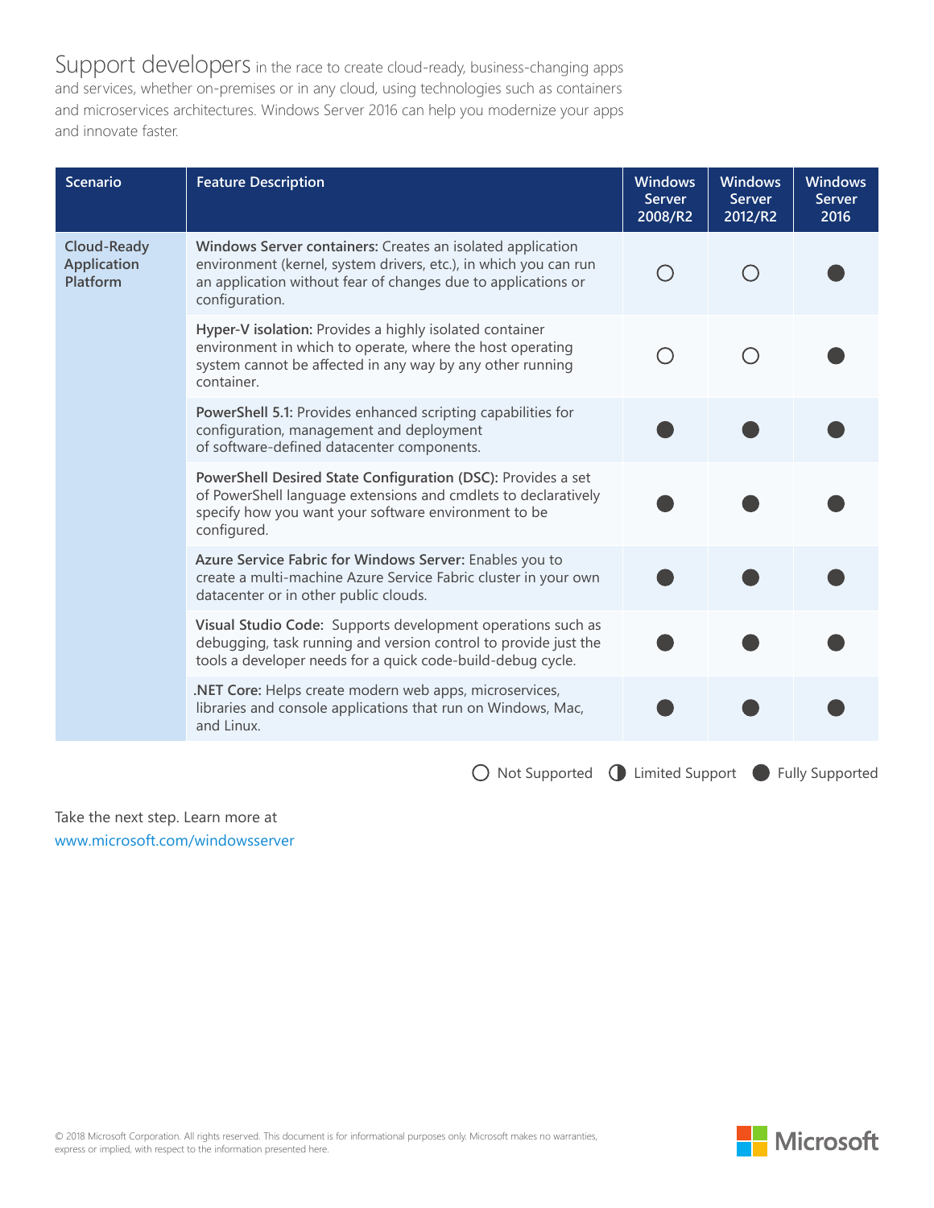**Support developers** in the race to create cloud-ready, business-changing apps and services, whether on-premises or in any cloud, using technologies such as containers and microservices architectures. Windows Server 2016 can help you modernize your apps and innovate faster.

| Scenario | Feature Description | Windows Server 2008/R2 | Windows Server 2012/R2 | Windows Server 2016 |
|---|---|---|---|---|
| Cloud-Ready Application Platform | **Windows Server containers:** Creates an isolated application environment (kernel, system drivers, etc.), in which you can run an application without fear of changes due to applications or configuration. | ○ | ○ | ● |
| | **Hyper-V isolation:** Provides a highly isolated container environment in which to operate, where the host operating system cannot be affected in any way by any other running container. | ○ | ○ | ● |
| | **PowerShell 5.1:** Provides enhanced scripting capabilities for configuration, management and deployment of software-defined datacenter components. | ● | ● | ● |
| | **PowerShell Desired State Configuration (DSC):** Provides a set of PowerShell language extensions and cmdlets to declaratively specify how you want your software environment to be configured. | ● | ● | ● |
| | **Azure Service Fabric for Windows Server:** Enables you to create a multi-machine Azure Service Fabric cluster in your own datacenter or in other public clouds. | ● | ● | ● |
| | **Visual Studio Code:** Supports development operations such as debugging, task running and version control to provide just the tools a developer needs for a quick code-build-debug cycle. | ● | ● | ● |
| | **.NET Core:** Helps create modern web apps, microservices, libraries and console applications that run on Windows, Mac, and Linux. | ● | ● | ● |

○ Not Supported ◐ Limited Support ● Fully Supported

Take the next step. Learn more at
www.microsoft.com/windowsserver

© 2018 Microsoft Corporation. All rights reserved. This document is for informational purposes only. Microsoft makes no warranties, express or implied, with respect to the information presented here.